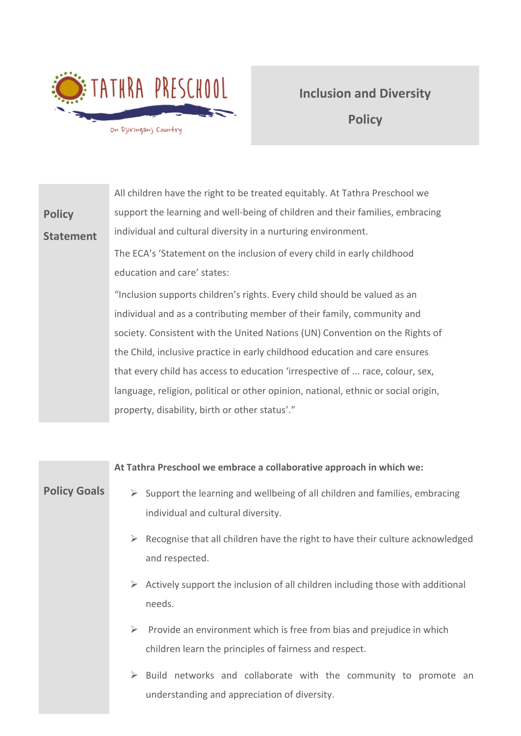TATHRA PRESCHOOL

On Djiringanj Country

# Inclusion and Diversity Policy

## Policy Statement

All children have the right to be treated equitably. At Tathra Preschool we support the learning and well-being of children and their families, embracing individual and cultural diversity in a nurturing environment.

The ECA's 'Statement on the inclusion of every child in early childhood education and care' states:

"Inclusion supports children's rights. Every child should be valued as an individual and as a contributing member of their family, community and society. Consistent with the United Nations (UN) Convention on the Rights of the Child, inclusive practice in early childhood education and care ensures that every child has access to education 'irrespective of ... race, colour, sex, language, religion, political or other opinion, national, ethnic or social origin, property, disability, birth or other status'."

## Policy Goals

**At Tathra Preschool we embrace a collaborative approach in which we:**

- Support the learning and wellbeing of all children and families, embracing individual and cultural diversity.
- Recognise that all children have the right to have their culture acknowledged and respected.
- Actively support the inclusion of all children including those with additional needs.
- Provide an environment which is free from bias and prejudice in which children learn the principles of fairness and respect.
- Build networks and collaborate with the community to promote an understanding and appreciation of diversity.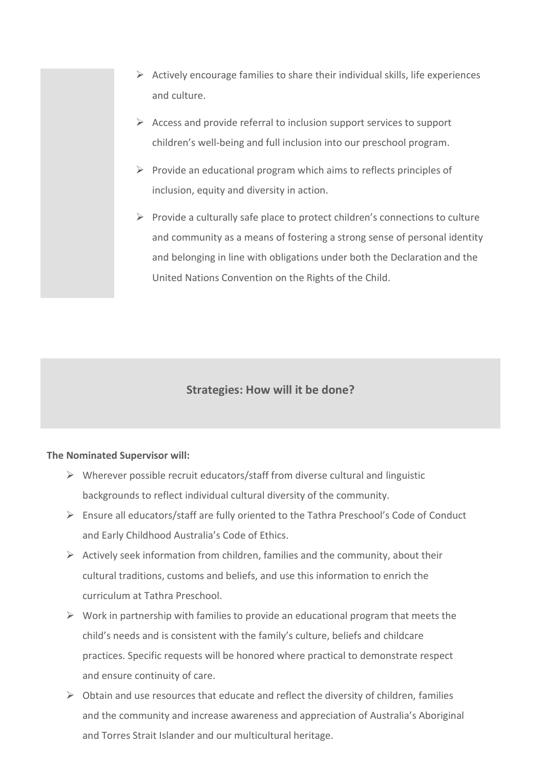- Actively encourage families to share their individual skills, life experiences and culture.
- Access and provide referral to inclusion support services to support children's well-being and full inclusion into our preschool program.
- Provide an educational program which aims to reflects principles of inclusion, equity and diversity in action.
- Provide a culturally safe place to protect children's connections to culture and community as a means of fostering a strong sense of personal identity and belonging in line with obligations under both the Declaration and the United Nations Convention on the Rights of the Child.

## Strategies: How will it be done?

**The Nominated Supervisor will:**

- Wherever possible recruit educators/staff from diverse cultural and linguistic backgrounds to reflect individual cultural diversity of the community.
- Ensure all educators/staff are fully oriented to the Tathra Preschool's Code of Conduct and Early Childhood Australia's Code of Ethics.
- Actively seek information from children, families and the community, about their cultural traditions, customs and beliefs, and use this information to enrich the curriculum at Tathra Preschool.
- Work in partnership with families to provide an educational program that meets the child's needs and is consistent with the family's culture, beliefs and childcare practices. Specific requests will be honored where practical to demonstrate respect and ensure continuity of care.
- Obtain and use resources that educate and reflect the diversity of children, families and the community and increase awareness and appreciation of Australia's Aboriginal and Torres Strait Islander and our multicultural heritage.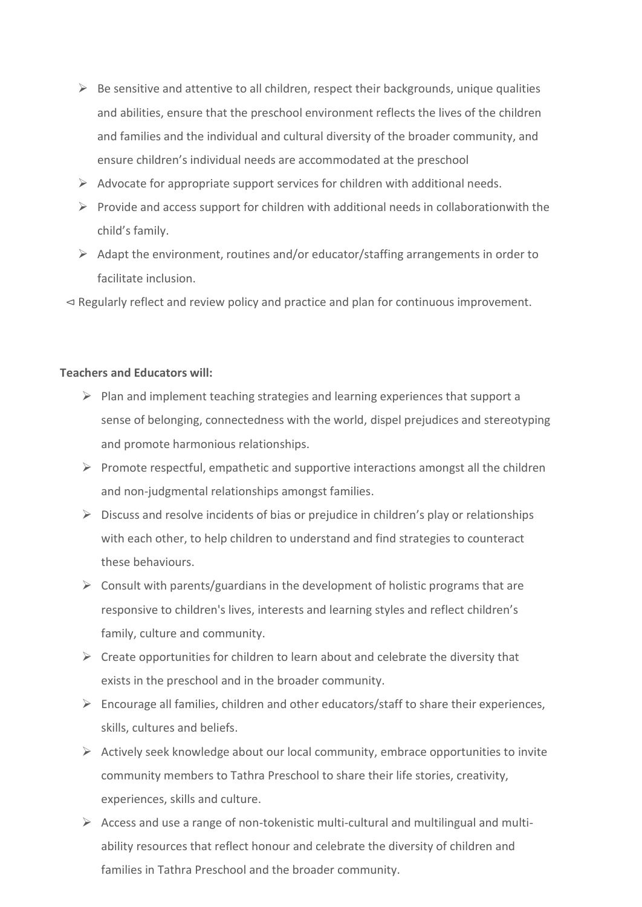- Be sensitive and attentive to all children, respect their backgrounds, unique qualities and abilities, ensure that the preschool environment reflects the lives of the children and families and the individual and cultural diversity of the broader community, and ensure children's individual needs are accommodated at the preschool
- Advocate for appropriate support services for children with additional needs.
- Provide and access support for children with additional needs in collaborationwith the child's family.
- Adapt the environment, routines and/or educator/staffing arrangements in order to facilitate inclusion.
- Regularly reflect and review policy and practice and plan for continuous improvement.

**Teachers and Educators will:**

- Plan and implement teaching strategies and learning experiences that support a sense of belonging, connectedness with the world, dispel prejudices and stereotyping and promote harmonious relationships.
- Promote respectful, empathetic and supportive interactions amongst all the children and non-judgmental relationships amongst families.
- Discuss and resolve incidents of bias or prejudice in children's play or relationships with each other, to help children to understand and find strategies to counteract these behaviours.
- Consult with parents/guardians in the development of holistic programs that are responsive to children's lives, interests and learning styles and reflect children's family, culture and community.
- Create opportunities for children to learn about and celebrate the diversity that exists in the preschool and in the broader community.
- Encourage all families, children and other educators/staff to share their experiences, skills, cultures and beliefs.
- Actively seek knowledge about our local community, embrace opportunities to invite community members to Tathra Preschool to share their life stories, creativity, experiences, skills and culture.
- Access and use a range of non-tokenistic multi-cultural and multilingual and multi-ability resources that reflect honour and celebrate the diversity of children and families in Tathra Preschool and the broader community.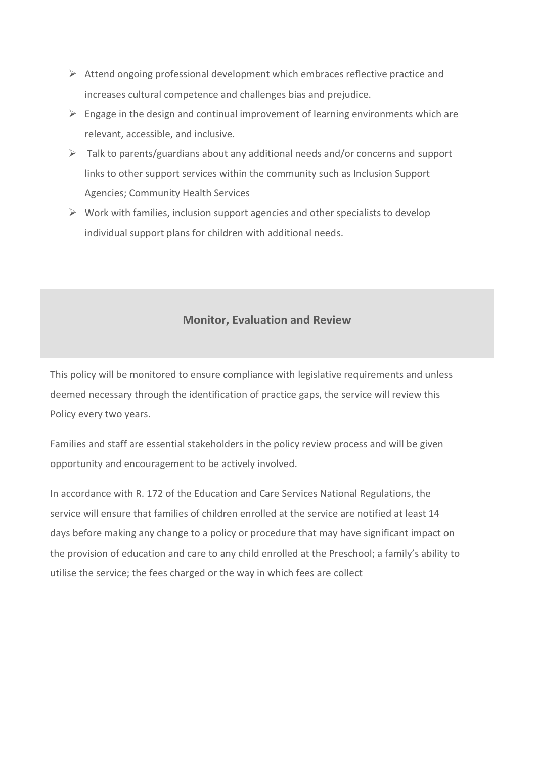- Attend ongoing professional development which embraces reflective practice and increases cultural competence and challenges bias and prejudice.
- Engage in the design and continual improvement of learning environments which are relevant, accessible, and inclusive.
- Talk to parents/guardians about any additional needs and/or concerns and support links to other support services within the community such as Inclusion Support Agencies; Community Health Services
- Work with families, inclusion support agencies and other specialists to develop individual support plans for children with additional needs.

## Monitor, Evaluation and Review

This policy will be monitored to ensure compliance with legislative requirements and unless deemed necessary through the identification of practice gaps, the service will review this Policy every two years.

Families and staff are essential stakeholders in the policy review process and will be given opportunity and encouragement to be actively involved.

In accordance with R. 172 of the Education and Care Services National Regulations, the service will ensure that families of children enrolled at the service are notified at least 14 days before making any change to a policy or procedure that may have significant impact on the provision of education and care to any child enrolled at the Preschool; a family's ability to utilise the service; the fees charged or the way in which fees are collect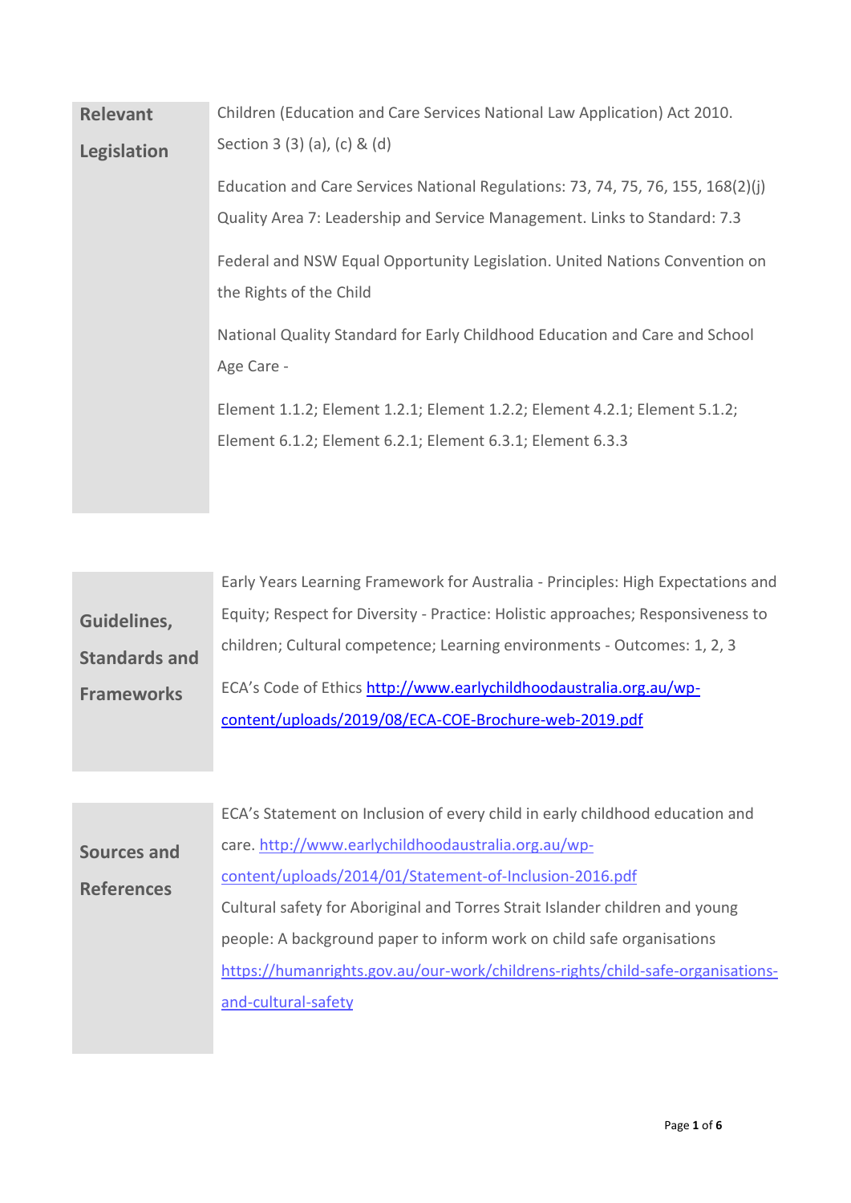| | |
|---|---|
| **Relevant Legislation** | Children (Education and Care Services National Law Application) Act 2010. Section 3 (3) (a), (c) & (d)<br><br>Education and Care Services National Regulations: 73, 74, 75, 76, 155, 168(2)(j) Quality Area 7: Leadership and Service Management. Links to Standard: 7.3<br><br>Federal and NSW Equal Opportunity Legislation. United Nations Convention on the Rights of the Child<br><br>National Quality Standard for Early Childhood Education and Care and School Age Care -<br><br>Element 1.1.2; Element 1.2.1; Element 1.2.2; Element 4.2.1; Element 5.1.2; Element 6.1.2; Element 6.2.1; Element 6.3.1; Element 6.3.3 |

| | |
|---|---|
| **Guidelines, Standards and Frameworks** | Early Years Learning Framework for Australia - Principles: High Expectations and Equity; Respect for Diversity - Practice: Holistic approaches; Responsiveness to children; Cultural competence; Learning environments - Outcomes: 1, 2, 3<br><br>ECA's Code of Ethics [http://www.earlychildhoodaustralia.org.au/wp-content/uploads/2019/08/ECA-COE-Brochure-web-2019.pdf](http://www.earlychildhoodaustralia.org.au/wp-content/uploads/2019/08/ECA-COE-Brochure-web-2019.pdf) |

| | |
|---|---|
| **Sources and References** | ECA's Statement on Inclusion of every child in early childhood education and care. [http://www.earlychildhoodaustralia.org.au/wp-content/uploads/2014/01/Statement-of-Inclusion-2016.pdf](http://www.earlychildhoodaustralia.org.au/wp-content/uploads/2014/01/Statement-of-Inclusion-2016.pdf)<br>Cultural safety for Aboriginal and Torres Strait Islander children and young people: A background paper to inform work on child safe organisations [https://humanrights.gov.au/our-work/childrens-rights/child-safe-organisations-and-cultural-safety](https://humanrights.gov.au/our-work/childrens-rights/child-safe-organisations-and-cultural-safety) |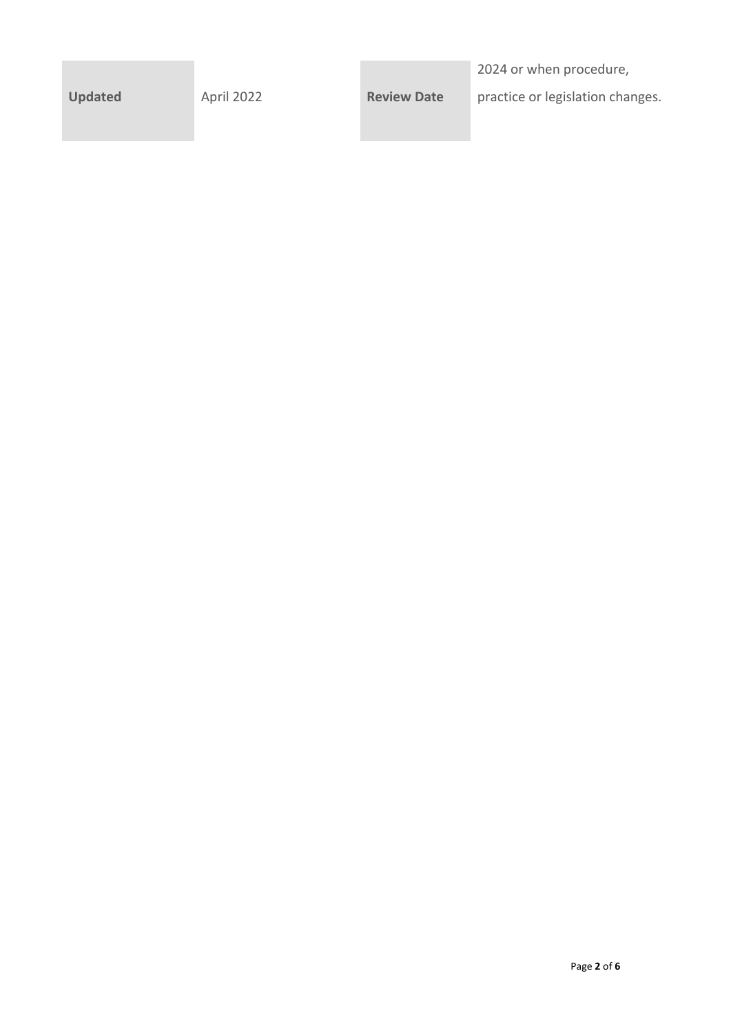| | | | |
|---|---|---|---|
| **Updated** | April 2022 | **Review Date** | 2024 or when procedure, practice or legislation changes. |